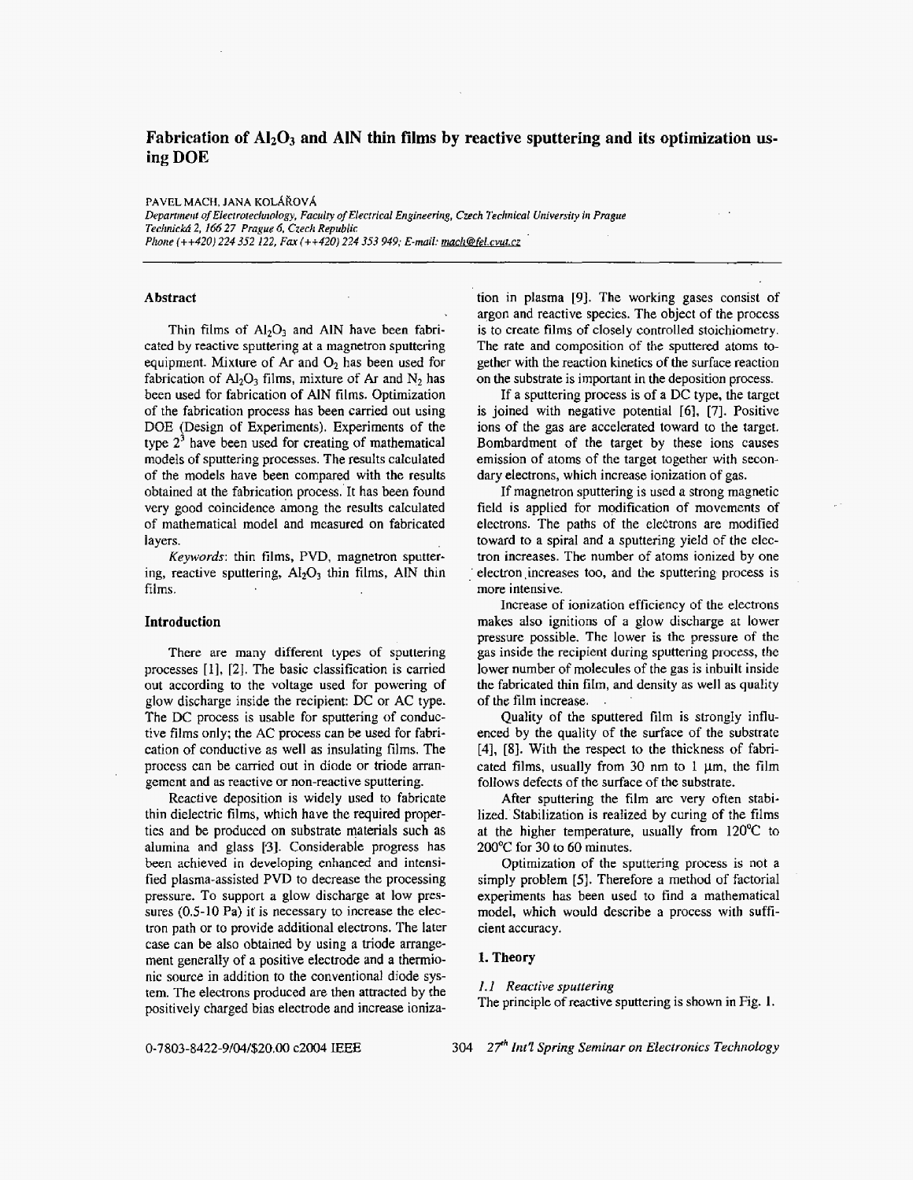# Fabrication of $Al_2O_3$ and AlN thin films by reactive sputtering and its optimization using DOE

PAVEL MACH, JANA KOLÁŘOVÁ

*Department of Electrotechnology, Faculty of Electrical Engineering, Czech Technical University in Prague*
*Technická 2, 166 27 Prague 6, Czech Republic*
*Phone (++420) 224 352 122, Fax (++420) 224 353 949; E-mail: mach@fel.cvut.cz*

## Abstract

Thin films of $Al_2O_3$ and AlN have been fabricated by reactive sputtering at a magnetron sputtering equipment. Mixture of Ar and $O_2$ has been used for fabrication of $Al_2O_3$ films, mixture of Ar and $N_2$ has been used for fabrication of AlN films. Optimization of the fabrication process has been carried out using DOE (Design of Experiments). Experiments of the type $2^3$ have been used for creating of mathematical models of sputtering processes. The results calculated of the models have been compared with the results obtained at the fabrication process. It has been found very good coincidence among the results calculated of mathematical model and measured on fabricated layers.

*Keywords*: thin films, PVD, magnetron sputtering, reactive sputtering, $Al_2O_3$ thin films, AlN thin films.

## Introduction

There are many different types of sputtering processes [1], [2]. The basic classification is carried out according to the voltage used for powering of glow discharge inside the recipient: DC or AC type. The DC process is usable for sputtering of conductive films only; the AC process can be used for fabrication of conductive as well as insulating films. The process can be carried out in diode or triode arrangement and as reactive or non-reactive sputtering.

Reactive deposition is widely used to fabricate thin dielectric films, which have the required properties and be produced on substrate materials such as alumina and glass [3]. Considerable progress has been achieved in developing enhanced and intensified plasma-assisted PVD to decrease the processing pressure. To support a glow discharge at low pressures (0.5-10 Pa) it is necessary to increase the electron path or to provide additional electrons. The later case can be also obtained by using a triode arrangement generally of a positive electrode and a thermionic source in addition to the conventional diode system. The electrons produced are then attracted by the positively charged bias electrode and increase ionization in plasma [9]. The working gases consist of argon and reactive species. The object of the process is to create films of closely controlled stoichiometry. The rate and composition of the sputtered atoms together with the reaction kinetics of the surface reaction on the substrate is important in the deposition process.

If a sputtering process is of a DC type, the target is joined with negative potential [6], [7]. Positive ions of the gas are accelerated toward to the target. Bombardment of the target by these ions causes emission of atoms of the target together with secondary electrons, which increase ionization of gas.

If magnetron sputtering is used a strong magnetic field is applied for modification of movements of electrons. The paths of the electrons are modified toward to a spiral and a sputtering yield of the electron increases. The number of atoms ionized by one electron increases too, and the sputtering process is more intensive.

Increase of ionization efficiency of the electrons makes also ignitions of a glow discharge at lower pressure possible. The lower is the pressure of the gas inside the recipient during sputtering process, the lower number of molecules of the gas is inbuilt inside the fabricated thin film, and density as well as quality of the film increase.

Quality of the sputtered film is strongly influenced by the quality of the surface of the substrate [4], [8]. With the respect to the thickness of fabricated films, usually from 30 nm to 1 μm, the film follows defects of the surface of the substrate.

After sputtering the film are very often stabilized. Stabilization is realized by curing of the films at the higher temperature, usually from 120°C to 200°C for 30 to 60 minutes.

Optimization of the sputtering process is not a simply problem [5]. Therefore a method of factorial experiments has been used to find a mathematical model, which would describe a process with sufficient accuracy.

## 1. Theory

### *1.1 Reactive sputtering*

The principle of reactive sputtering is shown in Fig. 1.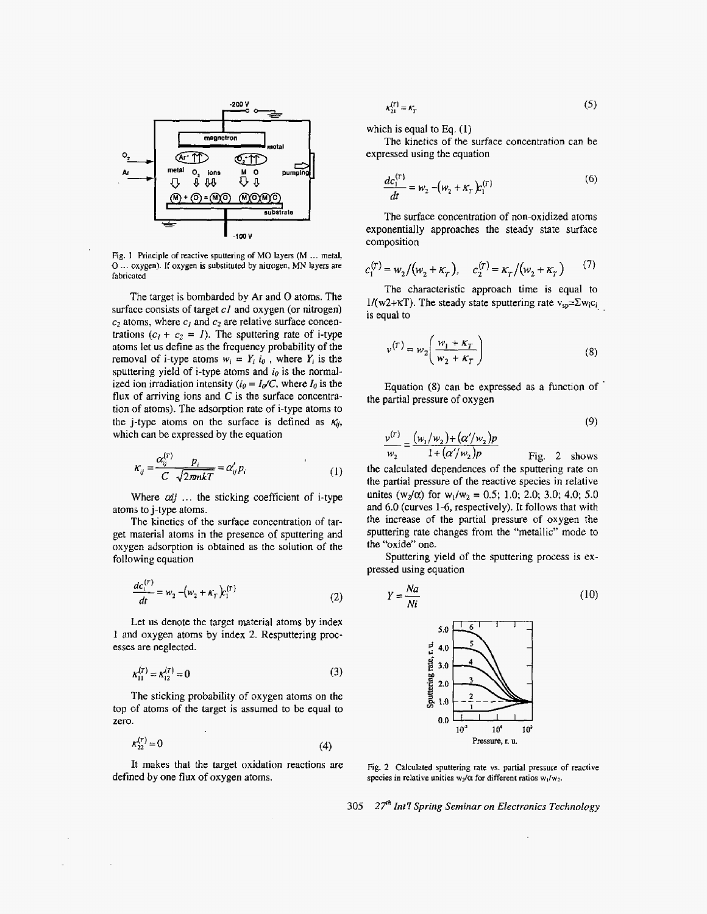Fig. 1 Principle of reactive sputtering of MO layers (M ... metal, O ... oxygen). If oxygen is substituted by nitrogen, MN layers are fabricated

The target is bombarded by Ar and O atoms. The surface consists of target $c1$ and oxygen (or nitrogen) $c_2$ atoms, where $c_1$ and $c_2$ are relative surface concentrations ($c_1 + c_2 = 1$). The sputtering rate of i-type atoms let us define as the frequency probability of the removal of i-type atoms $w_i = Y_i\, i_0$, where $Y_i$ is the sputtering yield of i-type atoms and $i_0$ is the normalized ion irradiation intensity ($i_0 = I_0/C$, where $I_0$ is the flux of arriving ions and $C$ is the surface concentration of atoms). The adsorption rate of i-type atoms to the j-type atoms on the surface is defined as $\kappa_{ij}$, which can be expressed by the equation

$$\kappa_{ij} = \frac{\alpha_{ij}^{(T)}}{C} \frac{p_i}{\sqrt{2\pi mkT}} = \alpha'_{ij} p_i \tag{1}$$

Where $\alpha ij$ ... the sticking coefficient of i-type atoms to j-type atoms.

The kinetics of the surface concentration of target material atoms in the presence of sputtering and oxygen adsorption is obtained as the solution of the following equation

$$\frac{dc_1^{(T)}}{dt} = w_2 - (w_2 + \kappa_T)c_1^{(T)} \tag{2}$$

Let us denote the target material atoms by index 1 and oxygen atoms by index 2. Resputtering processes are neglected.

$$\kappa_{11}^{(T)} = \kappa_{12}^{(T)} = 0 \tag{3}$$

The sticking probability of oxygen atoms on the top of atoms of the target is assumed to be equal to zero.

$$\kappa_{22}^{(T)} = 0 \tag{4}$$

It makes that the target oxidation reactions are defined by one flux of oxygen atoms.

$$\kappa_{21}^{(T)} = \kappa_T \tag{5}$$

which is equal to Eq. (1)

The kinetics of the surface concentration can be expressed using the equation

$$\frac{dc_1^{(T)}}{dt} = w_2 - (w_2 + \kappa_T)c_1^{(T)} \tag{6}$$

The surface concentration of non-oxidized atoms exponentially approaches the steady state surface composition

$$c_1^{(T)} = w_2/(w_2 + \kappa_T), \quad c_2^{(T)} = \kappa_T/(w_2 + \kappa_T) \tag{7}$$

The characteristic approach time is equal to $1/(w2+\kappa T)$. The steady state sputtering rate $v_{sp} = \Sigma w_i c_i$ is equal to

$$v^{(T)} = w_2 \left( \frac{w_1 + \kappa_T}{w_2 + \kappa_T} \right) \tag{8}$$

Equation (8) can be expressed as a function of the partial pressure of oxygen

$$\frac{v^{(T)}}{w_2} = \frac{(w_1/w_2) + (\alpha'/w_2)p}{1 + (\alpha'/w_2)p} \tag{9}$$

Fig. 2 shows the calculated dependences of the sputtering rate on the partial pressure of the reactive species in relative unites ($w_2/\alpha$) for $w_1/w_2 = 0.5$; 1.0; 2.0; 3.0; 4.0; 5.0 and 6.0 (curves 1-6, respectively). It follows that with the increase of the partial pressure of oxygen the sputtering rate changes from the "metallic" mode to the "oxide" one.

Sputtering yield of the sputtering process is expressed using equation

$$Y = \frac{Na}{Ni} \tag{10}$$

Fig. 2 Calculated sputtering rate vs. partial pressure of reactive species in relative unities $w_2/\alpha$ for different ratios $w_1/w_2$.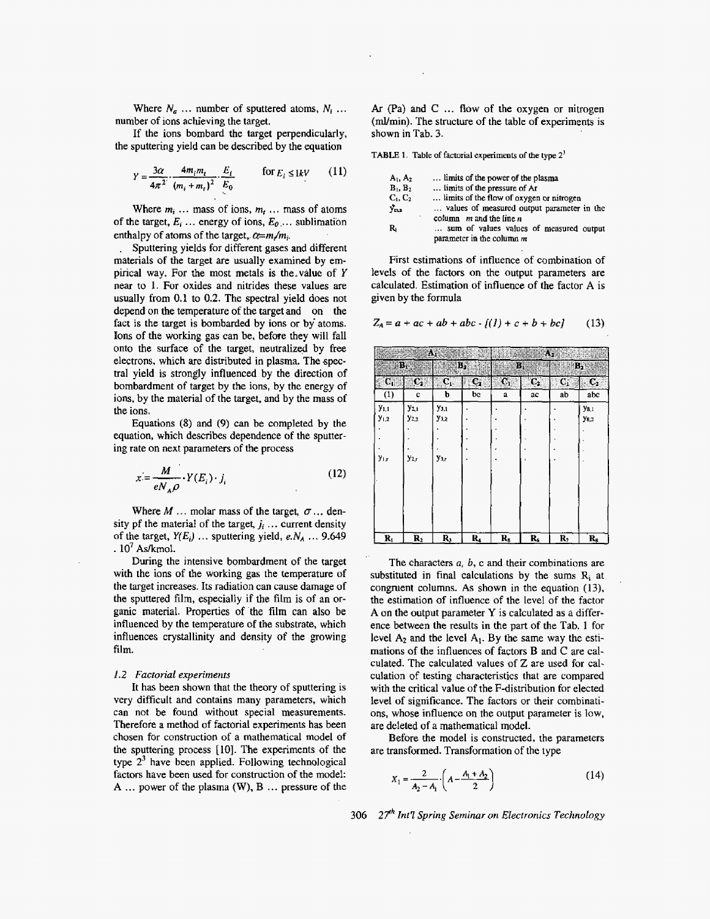Where $N_a$ ... number of sputtered atoms, $N_i$ ... number of ions achieving the target.

If the ions bombard the target perpendicularly, the sputtering yield can be described by the equation

$$Y = \frac{3\alpha}{4\pi^2} \cdot \frac{4m_i m_t}{(m_i + m_t)^2} \cdot \frac{E_i}{E_0} \qquad \text{for } E_i \leq 1kV \tag{11}$$

Where $m_i$ ... mass of ions, $m_t$ ... mass of atoms of the target, $E_i$ ... energy of ions, $E_0$ .... sublimation enthalpy of atoms of the target, $\alpha = m_t/m_i$.

Sputtering yields for different gases and different materials of the target are usually examined by empirical way. For the most metals is the value of Y near to 1. For oxides and nitrides these values are usually from 0.1 to 0.2. The spectral yield does not depend on the temperature of the target and on the fact is the target is bombarded by ions or by atoms. Ions of the working gas can be, before they will fall onto the surface of the target, neutralized by free electrons, which are distributed in plasma. The spectral yield is strongly influenced by the direction of bombardment of target by the ions, by the energy of ions, by the material of the target, and by the mass of the ions.

Equations (8) and (9) can be completed by the equation, which describes dependence of the sputtering rate on next parameters of the process

$$x = \frac{M}{eN_A \rho} \cdot Y(E_i) \cdot j_i \tag{12}$$

Where $M$ ... molar mass of the target, $\sigma$ ... density pf the material of the target, $j_i$ ... current density of the target, $Y(E_i)$ ... sputtering yield, $e.N_A$ ... 9.649 . $10^7$ As/kmol.

During the intensive bombardment of the target with the ions of the working gas the temperature of the target increases. Its radiation can cause damage of the sputtered film, especially if the film is of an organic material. Properties of the film can also be influenced by the temperature of the substrate, which influences crystallinity and density of the growing film.

### 1.2 Factorial experiments

It has been shown that the theory of sputtering is very difficult and contains many parameters, which can not be found without special measurements. Therefore a method of factorial experiments has been chosen for construction of a mathematical model of the sputtering process [10]. The experiments of the type $2^3$ have been applied. Following technological factors have been used for construction of the model: A ... power of the plasma (W), B ... pressure of the Ar (Pa) and C ... flow of the oxygen or nitrogen (ml/min). The structure of the table of experiments is shown in Tab. 3.

TABLE 1. Table of factorial experiments of the type $2^3$

| | |
|---|---|
| $A_1$, $A_2$ | ... limits of the power of the plasma |
| $B_1$, $B_2$ | ... limits of the pressure of Ar |
| $C_1$, $C_2$ | ... limits of the flow of oxygen or nitrogen |
| $y_{m,n}$ | ... values of measured output parameter in the column m and the line n |
| $R_i$ | ... sum of values values of measured output parameter in the column m |

First estimations of influence of combination of levels of the factors on the output parameters are calculated. Estimation of influence of the factor A is given by the formula

$$Z_A = a + ac + ab + abc - [(1) + c + b + bc] \tag{13}$$

| $A_1$ | | | | $A_2$ | | | |
|---|---|---|---|---|---|---|---|
| $B_1$ | | $B_2$ | | $B_1$ | | $B_2$ | |
| $C_1$ | $C_2$ | $C_1$ | $C_2$ | $C_1$ | $C_2$ | $C_1$ | $C_2$ |
| (1) | c | b | bc | a | ac | ab | abc |
| $y_{1,1}$ | $y_{2,1}$ | $y_{3,1}$ | . | . | . | . | $y_{8,1}$ |
| $y_{1,2}$ | $y_{2,2}$ | $y_{3,2}$ | . | . | . | . | $y_{8,2}$ |
| . | . | . | . | . | . | . | . |
| . | . | . | . | . | . | . | . |
| $y_{1,r}$ | $y_{2,r}$ | $y_{3,r}$ | . | . | . | . | . |
| $R_1$ | $R_2$ | $R_3$ | $R_4$ | $R_5$ | $R_6$ | $R_7$ | $R_8$ |

The characters *a*, *b*, c and their combinations are substituted in final calculations by the sums $R_i$ at congruent columns. As shown in the equation (13), the estimation of influence of the level of the factor A on the output parameter Y is calculated as a difference between the results in the part of the Tab. 1 for level $A_2$ and the level $A_1$. By the same way the estimations of the influences of factors B and C are calculated. The calculated values of Z are used for calculation of testing characteristics that are compared with the critical value of the F-distribution for elected level of significance. The factors or their combinations, whose influence on the output parameter is low, are deleted of a mathematical model.

Before the model is constructed, the parameters are transformed. Transformation of the type

$$X_1 = \frac{2}{A_2 - A_1} \cdot \left( A - \frac{A_1 + A_2}{2} \right) \tag{14}$$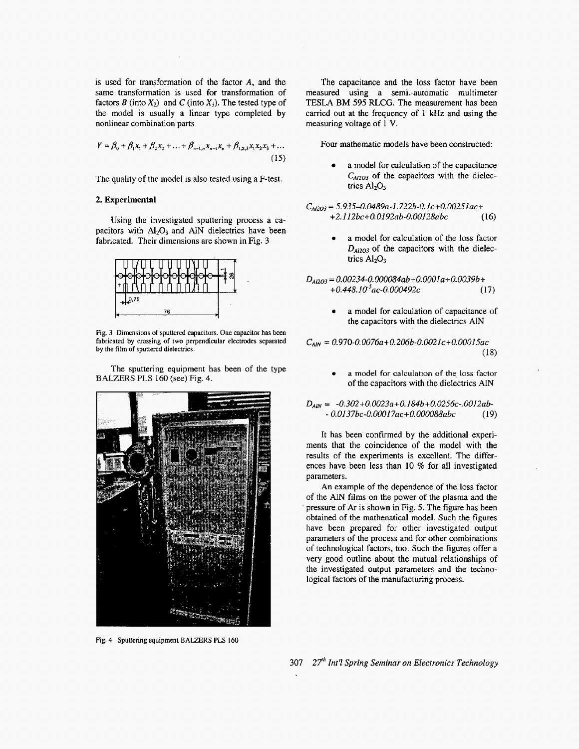is used for transformation of the factor $A$, and the same transformation is used for transformation of factors $B$ (into $X_2$) and $C$ (into $X_3$). The tested type of the model is usually a linear type completed by nonlinear combination parts

$$Y = \beta_0 + \beta_1 x_1 + \beta_2 x_2 + \ldots + \beta_{n-1,n} x_{n-1} x_n + \beta_{1,2,3} x_1 x_2 x_3 + \ldots \tag{15}$$

The quality of the model is also tested using a F-test.

## 2. Experimental

Using the investigated sputtering process a capacitors with $Al_2O_3$ and AlN dielectrics have been fabricated. Their dimensions are shown in Fig. 3

Fig. 3 Dimensions of sputtered capacitors. One capacitor has been fabricated by crossing of two perpendicular electrodes separated by the film of sputtered dielectrics.

The sputtering equipment has been of the type BALZERS PLS 160 (see) Fig. 4.

Fig. 4 Sputtering equipment BALZERS PLS 160

The capacitance and the loss factor have been measured using a semi.-automatic multimeter TESLA BM 595 RLCG. The measurement has been carried out at the frequency of 1 kHz and using the measuring voltage of 1 V.

Four mathematic models have been constructed:

- a model for calculation of the capacitance $C_{Al2O3}$ of the capacitors with the dielectrics $Al_2O_3$

$$C_{Al2O3} = 5.935\text{–}0.0489a\text{-}1.722b\text{-}0.1c\text{+}0.00251ac\text{+} \\ \text{+}2.112bc\text{+}0.0192ab\text{-}0.00128abc \tag{16}$$

- a model for calculation of the loss factor $D_{Al2O3}$ of the capacitors with the dielectrics $Al_2O_3$

$$D_{Al2O3} = 0.00234\text{-}0.000084ab\text{+}0.0001a\text{+}0.0039b\text{+} \\ \text{+}0.448.10^{-5}ac\text{-}0.000492c \tag{17}$$

- a model for calculation of capacitance of the capacitors with the dielectrics AlN

$$C_{AlN} = 0.970\text{-}0.0076a\text{+}0.206b\text{-}0.0021c\text{+}0.00015ac \tag{18}$$

- a model for calculation of the loss factor of the capacitors with the dielectrics AlN

$$D_{AlN} = \text{-}0.302\text{+}0.0023a\text{+}0.184b\text{+}0.0256c\text{-}.0012ab\text{-} \\ \text{-}\ 0.0137bc\text{-}0.00017ac\text{+}0.000088abc \tag{19}$$

It has been confirmed by the additional experiments that the coincidence of the model with the results of the experiments is excellent. The differences have been less than 10 % for all investigated parameters.

An example of the dependence of the loss factor of the AlN films on the power of the plasma and the pressure of Ar is shown in Fig. 5. The figure has been obtained of the mathenatical model. Such the figures have been prepared for other investigated output parameters of the process and for other combinations of technological factors, too. Such the figures offer a very good outline about the mutual relationships of the investigated output parameters and the technological factors of the manufacturing process.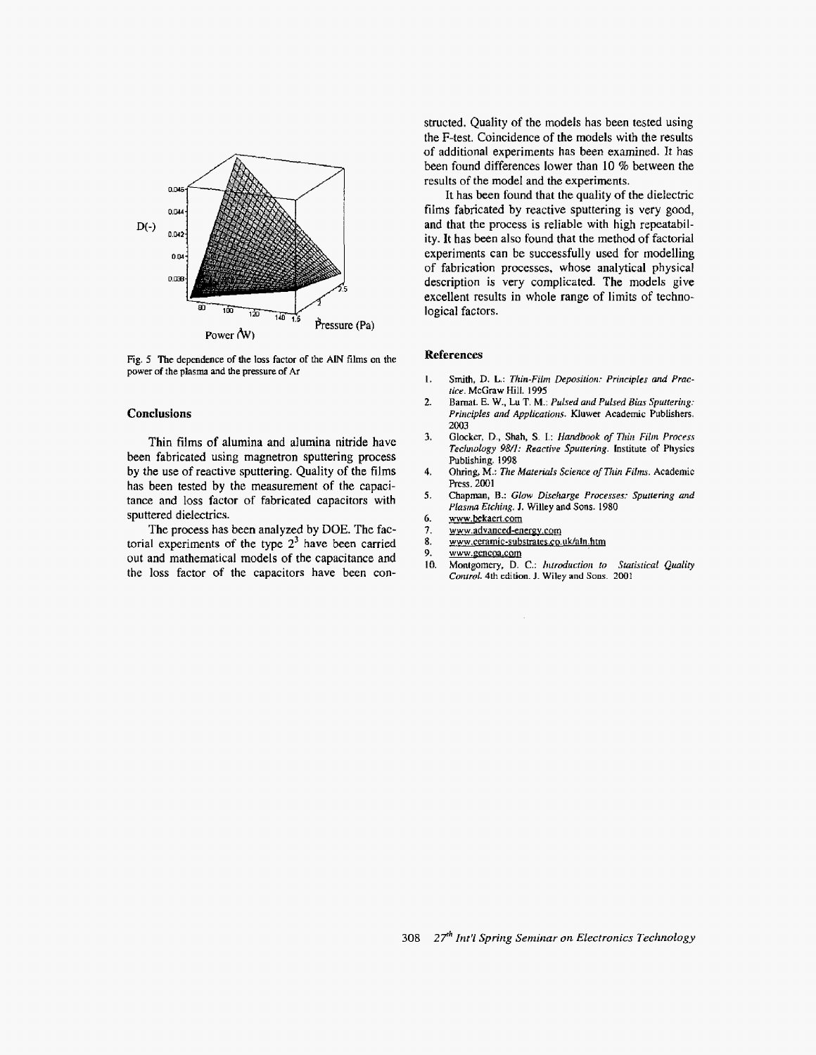D(-)

0.046

0.044

0.042

0.04

0.038

80 100 120 140 1.5

2

2.5

Power (W)

Pressure (Pa)

Fig. 5 The dependence of the loss factor of the AlN films on the power of the plasma and the pressure of Ar

## Conclusions

Thin films of alumina and alumina nitride have been fabricated using magnetron sputtering process by the use of reactive sputtering. Quality of the films has been tested by the measurement of the capacitance and loss factor of fabricated capacitors with sputtered dielectrics.

The process has been analyzed by DOE. The factorial experiments of the type $2^3$ have been carried out and mathematical models of the capacitance and the loss factor of the capacitors have been constructed. Quality of the models has been tested using the F-test. Coincidence of the models with the results of additional experiments has been examined. It has been found differences lower than 10 % between the results of the model and the experiments.

It has been found that the quality of the dielectric films fabricated by reactive sputtering is very good, and that the process is reliable with high repeatability. It has been also found that the method of factorial experiments can be successfully used for modelling of fabrication processes, whose analytical physical description is very complicated. The models give excellent results in whole range of limits of technological factors.

## References

1. Smith, D. L.: *Thin-Film Deposition: Principles and Practice*. McGraw Hill. 1995
2. Barnat. E. W., Lu T. M.: *Pulsed and Pulsed Bias Sputtering: Principles and Applications*. Kluwer Academic Publishers. 2003
3. Glocker, D., Shah, S. I.: *Handbook of Thin Film Process Technology 98/1: Reactive Sputtering*. Institute of Physics Publishing. 1998
4. Ohring, M.: *The Materials Science of Thin Films*. Academic Press. 2001
5. Chapman, B.: *Glow Discharge Processes: Sputtering and Plasma Etching*. J. Willey and Sons. 1980
6. www.bekaert.com
7. www.advanced-energy.com
8. www.ceramic-substrates.co.uk/aln.htm
9. www.gencoa.com
10. Montgomery, D. C.: *Introduction to Statistical Quality Control*. 4th edition. J. Wiley and Sons. 2001